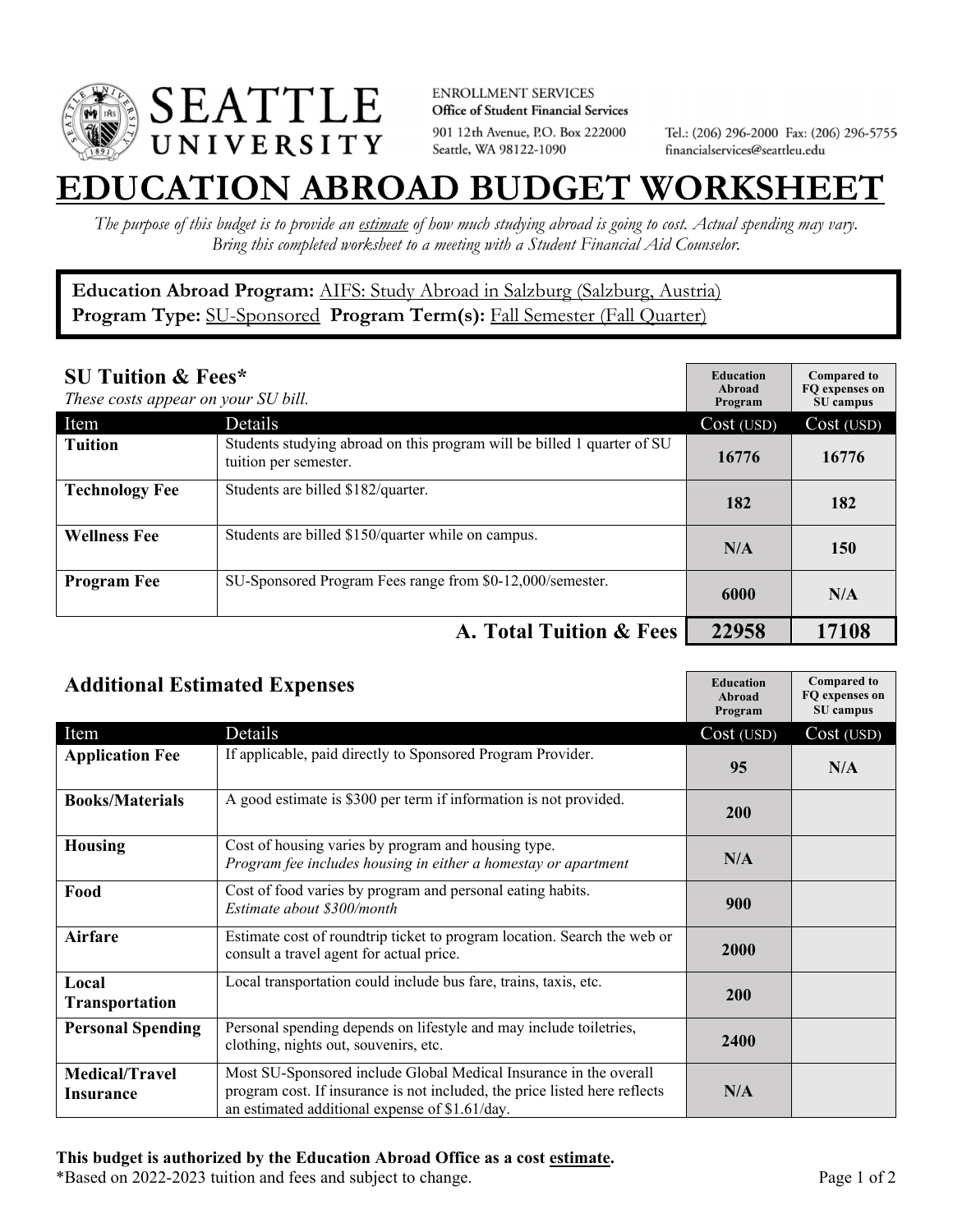SEATTLE UNIVERSITY

ENROLLMENT SERVICES
**Office of Student Financial Services**
901 12th Avenue, P.O. Box 222000
Seattle, WA 98122-1090

Tel.: (206) 296-2000 Fax: (206) 296-5755
financialservices@seattleu.edu

# EDUCATION ABROAD BUDGET WORKSHEET

*The purpose of this budget is to provide an estimate of how much studying abroad is going to cost. Actual spending may vary. Bring this completed worksheet to a meeting with a Student Financial Aid Counselor.*

**Education Abroad Program:** AIFS: Study Abroad in Salzburg (Salzburg, Austria)
**Program Type:** SU-Sponsored **Program Term(s):** Fall Semester (Fall Quarter)

## SU Tuition & Fees*

*These costs appear on your SU bill.*

| Item | Details | Education Abroad Program Cost (USD) | Compared to FQ expenses on SU campus Cost (USD) |
|---|---|---|---|
| **Tuition** | Students studying abroad on this program will be billed 1 quarter of SU tuition per semester. | 16776 | 16776 |
| **Technology Fee** | Students are billed $182/quarter. | 182 | 182 |
| **Wellness Fee** | Students are billed $150/quarter while on campus. | N/A | 150 |
| **Program Fee** | SU-Sponsored Program Fees range from $0-12,000/semester. | 6000 | N/A |
| | **A. Total Tuition & Fees** | **22958** | **17108** |

## Additional Estimated Expenses

| Item | Details | Education Abroad Program Cost (USD) | Compared to FQ expenses on SU campus Cost (USD) |
|---|---|---|---|
| **Application Fee** | If applicable, paid directly to Sponsored Program Provider. | 95 | N/A |
| **Books/Materials** | A good estimate is $300 per term if information is not provided. | 200 | |
| **Housing** | Cost of housing varies by program and housing type. *Program fee includes housing in either a homestay or apartment* | N/A | |
| **Food** | Cost of food varies by program and personal eating habits. *Estimate about $300/month* | 900 | |
| **Airfare** | Estimate cost of roundtrip ticket to program location. Search the web or consult a travel agent for actual price. | 2000 | |
| **Local Transportation** | Local transportation could include bus fare, trains, taxis, etc. | 200 | |
| **Personal Spending** | Personal spending depends on lifestyle and may include toiletries, clothing, nights out, souvenirs, etc. | 2400 | |
| **Medical/Travel Insurance** | Most SU-Sponsored include Global Medical Insurance in the overall program cost. If insurance is not included, the price listed here reflects an estimated additional expense of $1.61/day. | N/A | |

**This budget is authorized by the Education Abroad Office as a cost estimate.**
*Based on 2022-2023 tuition and fees and subject to change.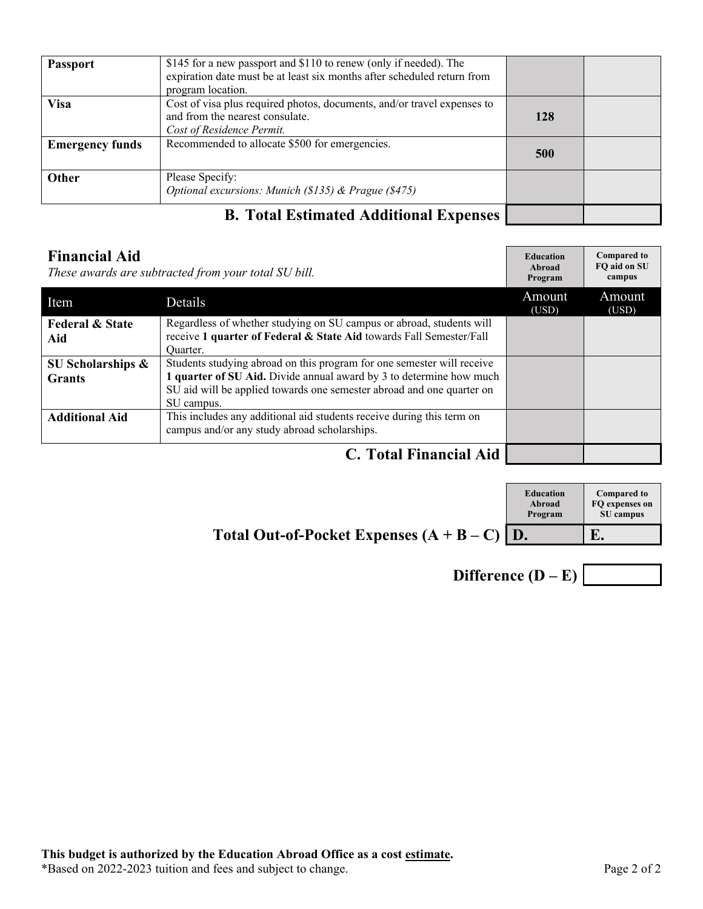| | | | |
|---|---|---|---|
| **Passport** | $145 for a new passport and $110 to renew (only if needed). The expiration date must be at least six months after scheduled return from program location. | | |
| **Visa** | Cost of visa plus required photos, documents, and/or travel expenses to and from the nearest consulate. *Cost of Residence Permit.* | **128** | |
| **Emergency funds** | Recommended to allocate $500 for emergencies. | **500** | |
| **Other** | Please Specify: *Optional excursions: Munich ($135) & Prague ($475)* | | |
| | **B. Total Estimated Additional Expenses** | | |

## Financial Aid

*These awards are subtracted from your total SU bill.*

| | | **Education Abroad Program** | **Compared to FQ aid on SU campus** |
|---|---|---|---|
| Item | Details | Amount (USD) | Amount (USD) |
| **Federal & State Aid** | Regardless of whether studying on SU campus or abroad, students will receive **1 quarter of Federal & State Aid** towards Fall Semester/Fall Quarter. | | |
| **SU Scholarships & Grants** | Students studying abroad on this program for one semester will receive **1 quarter of SU Aid.** Divide annual award by 3 to determine how much SU aid will be applied towards one semester abroad and one quarter on SU campus. | | |
| **Additional Aid** | This includes any additional aid students receive during this term on campus and/or any study abroad scholarships. | | |
| | **C. Total Financial Aid** | | |

| | **Education Abroad Program** | **Compared to FQ expenses on SU campus** |
|---|---|---|
| **Total Out-of-Pocket Expenses (A + B – C)** | **D.** | **E.** |

| | |
|---|---|
| **Difference (D – E)** | |

**This budget is authorized by the Education Abroad Office as a cost estimate.**

*Based on 2022-2023 tuition and fees and subject to change.